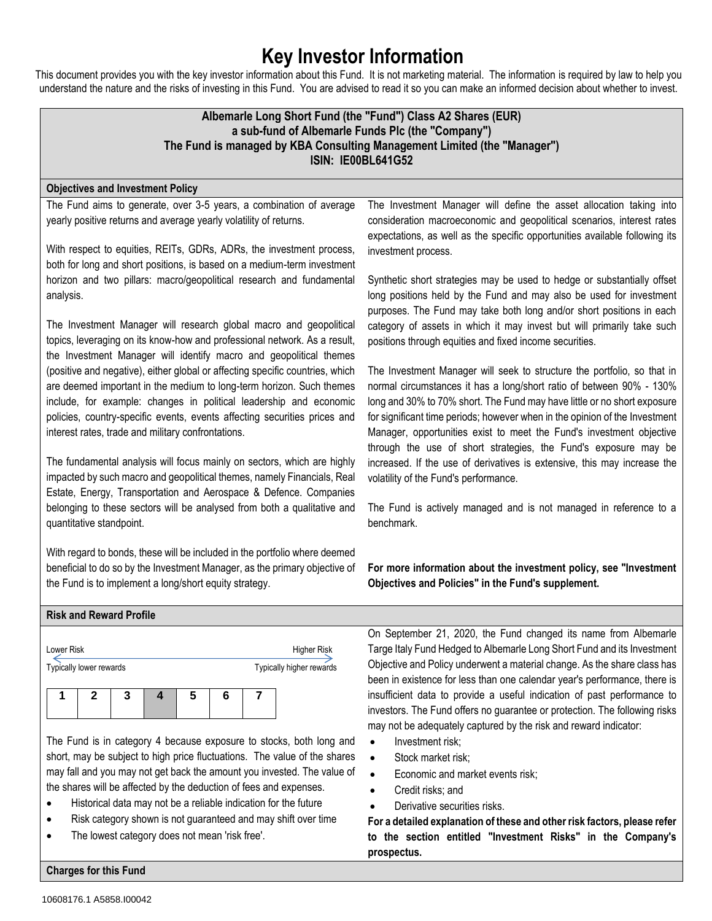# Key Investor Information

This document provides you with the key investor information about this Fund. It is not marketing material. The information is required by law to help you understand the nature and the risks of investing in this Fund. You are advised to read it so you can make an informed decision about whether to invest.

**Albemarle Long Short Fund (the "Fund") Class A2 Shares (EUR)**
**a sub-fund of Albemarle Funds Plc (the "Company")**
**The Fund is managed by KBA Consulting Management Limited (the "Manager")**
**ISIN: IE00BL641G52**

## Objectives and Investment Policy

The Fund aims to generate, over 3-5 years, a combination of average yearly positive returns and average yearly volatility of returns.

With respect to equities, REITs, GDRs, ADRs, the investment process, both for long and short positions, is based on a medium-term investment horizon and two pillars: macro/geopolitical research and fundamental analysis.

The Investment Manager will research global macro and geopolitical topics, leveraging on its know-how and professional network. As a result, the Investment Manager will identify macro and geopolitical themes (positive and negative), either global or affecting specific countries, which are deemed important in the medium to long-term horizon. Such themes include, for example: changes in political leadership and economic policies, country-specific events, events affecting securities prices and interest rates, trade and military confrontations.

The fundamental analysis will focus mainly on sectors, which are highly impacted by such macro and geopolitical themes, namely Financials, Real Estate, Energy, Transportation and Aerospace & Defence. Companies belonging to these sectors will be analysed from both a qualitative and quantitative standpoint.

With regard to bonds, these will be included in the portfolio where deemed beneficial to do so by the Investment Manager, as the primary objective of the Fund is to implement a long/short equity strategy.

The Investment Manager will define the asset allocation taking into consideration macroeconomic and geopolitical scenarios, interest rates expectations, as well as the specific opportunities available following its investment process.

Synthetic short strategies may be used to hedge or substantially offset long positions held by the Fund and may also be used for investment purposes. The Fund may take both long and/or short positions in each category of assets in which it may invest but will primarily take such positions through equities and fixed income securities.

The Investment Manager will seek to structure the portfolio, so that in normal circumstances it has a long/short ratio of between 90% - 130% long and 30% to 70% short. The Fund may have little or no short exposure for significant time periods; however when in the opinion of the Investment Manager, opportunities exist to meet the Fund's investment objective through the use of short strategies, the Fund's exposure may be increased. If the use of derivatives is extensive, this may increase the volatility of the Fund's performance.

The Fund is actively managed and is not managed in reference to a benchmark.

**For more information about the investment policy, see "Investment Objectives and Policies" in the Fund's supplement.**

## Risk and Reward Profile

Lower Risk — Higher Risk

Typically lower rewards — Typically higher rewards

| 1 | 2 | 3 | **4** | 5 | 6 | 7 |
|---|---|---|---|---|---|---|

The Fund is in category 4 because exposure to stocks, both long and short, may be subject to high price fluctuations. The value of the shares may fall and you may not get back the amount you invested. The value of the shares will be affected by the deduction of fees and expenses.

- Historical data may not be a reliable indication for the future
- Risk category shown is not guaranteed and may shift over time
- The lowest category does not mean 'risk free'.

On September 21, 2020, the Fund changed its name from Albemarle Targe Italy Fund Hedged to Albemarle Long Short Fund and its Investment Objective and Policy underwent a material change. As the share class has been in existence for less than one calendar year's performance, there is insufficient data to provide a useful indication of past performance to investors. The Fund offers no guarantee or protection. The following risks may not be adequately captured by the risk and reward indicator:

- Investment risk;
- Stock market risk;
- Economic and market events risk;
- Credit risks; and
- Derivative securities risks.

**For a detailed explanation of these and other risk factors, please refer to the section entitled "Investment Risks" in the Company's prospectus.**

## Charges for this Fund

10608176.1 A5858.I00042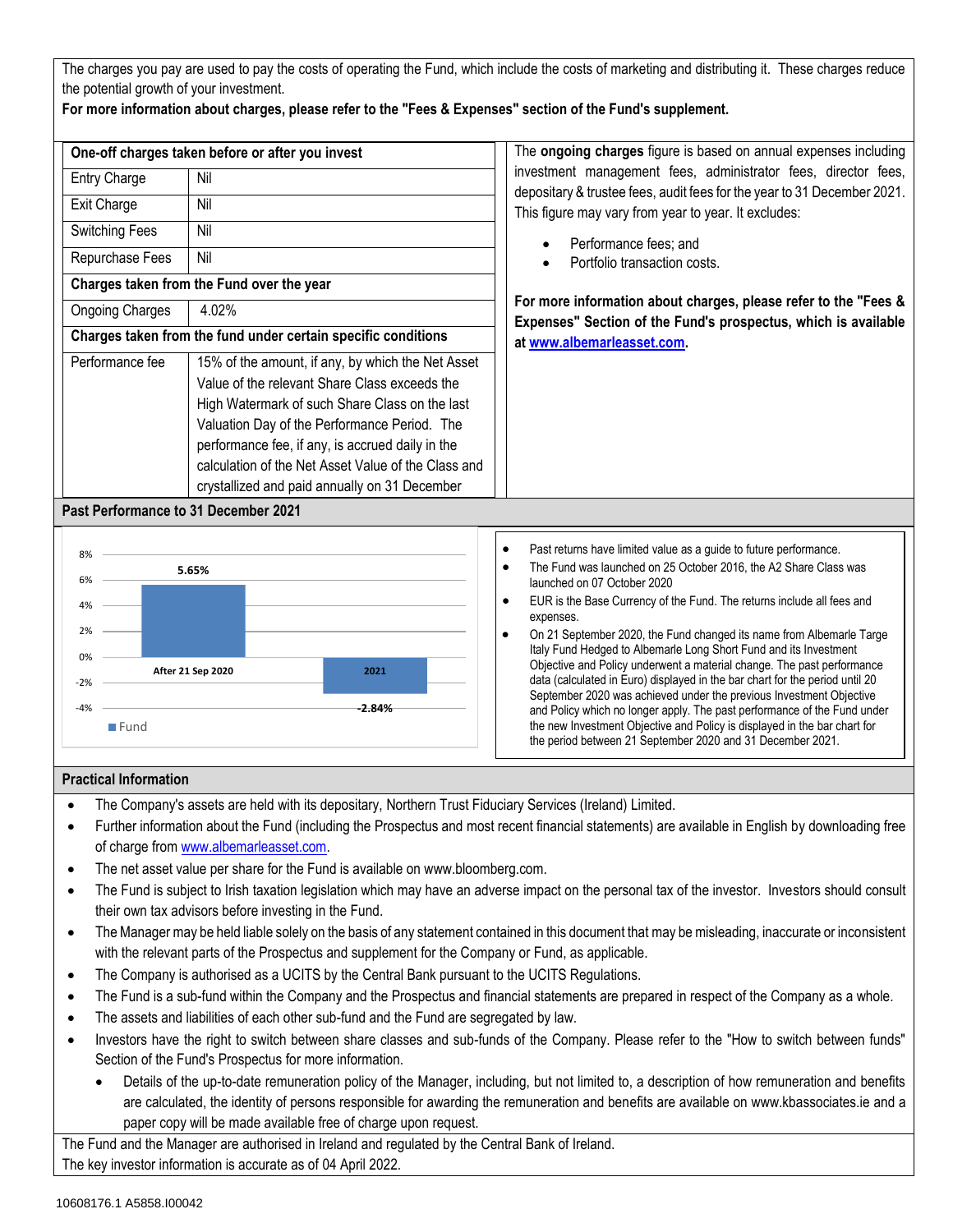The charges you pay are used to pay the costs of operating the Fund, which include the costs of marketing and distributing it. These charges reduce the potential growth of your investment.

**For more information about charges, please refer to the "Fees & Expenses" section of the Fund's supplement.**

| **One-off charges taken before or after you invest** | |
|---|---|
| Entry Charge | Nil |
| Exit Charge | Nil |
| Switching Fees | Nil |
| Repurchase Fees | Nil |
| **Charges taken from the Fund over the year** | |
| Ongoing Charges | 4.02% |
| **Charges taken from the fund under certain specific conditions** | |
| Performance fee | 15% of the amount, if any, by which the Net Asset Value of the relevant Share Class exceeds the High Watermark of such Share Class on the last Valuation Day of the Performance Period. The performance fee, if any, is accrued daily in the calculation of the Net Asset Value of the Class and crystallized and paid annually on 31 December |

The **ongoing charges** figure is based on annual expenses including investment management fees, administrator fees, director fees, depositary & trustee fees, audit fees for the year to 31 December 2021. This figure may vary from year to year. It excludes:

- Performance fees; and
- Portfolio transaction costs.

**For more information about charges, please refer to the "Fees & Expenses" Section of the Fund's prospectus, which is available at [www.albemarleasset.com](www.albemarleasset.com).**

## Past Performance to 31 December 2021

8%
6%
4%
2%
0%
-2%
-4%
5.65%
After 21 Sep 2020
2021
-2.84%
Fund

- Past returns have limited value as a guide to future performance.
- The Fund was launched on 25 October 2016, the A2 Share Class was launched on 07 October 2020
- EUR is the Base Currency of the Fund. The returns include all fees and expenses.
- On 21 September 2020, the Fund changed its name from Albemarle Targe Italy Fund Hedged to Albemarle Long Short Fund and its Investment Objective and Policy underwent a material change. The past performance data (calculated in Euro) displayed in the bar chart for the period until 20 September 2020 was achieved under the previous Investment Objective and Policy which no longer apply. The past performance of the Fund under the new Investment Objective and Policy is displayed in the bar chart for the period between 21 September 2020 and 31 December 2021.

## Practical Information

- The Company's assets are held with its depositary, Northern Trust Fiduciary Services (Ireland) Limited.
- Further information about the Fund (including the Prospectus and most recent financial statements) are available in English by downloading free of charge from [www.albemarleasset.com](www.albemarleasset.com).
- The net asset value per share for the Fund is available on www.bloomberg.com.
- The Fund is subject to Irish taxation legislation which may have an adverse impact on the personal tax of the investor. Investors should consult their own tax advisors before investing in the Fund.
- The Manager may be held liable solely on the basis of any statement contained in this document that may be misleading, inaccurate or inconsistent with the relevant parts of the Prospectus and supplement for the Company or Fund, as applicable.
- The Company is authorised as a UCITS by the Central Bank pursuant to the UCITS Regulations.
- The Fund is a sub-fund within the Company and the Prospectus and financial statements are prepared in respect of the Company as a whole.
- The assets and liabilities of each other sub-fund and the Fund are segregated by law.
- Investors have the right to switch between share classes and sub-funds of the Company. Please refer to the "How to switch between funds" Section of the Fund's Prospectus for more information.
  - Details of the up-to-date remuneration policy of the Manager, including, but not limited to, a description of how remuneration and benefits are calculated, the identity of persons responsible for awarding the remuneration and benefits are available on www.kbassociates.ie and a paper copy will be made available free of charge upon request.

The Fund and the Manager are authorised in Ireland and regulated by the Central Bank of Ireland.
The key investor information is accurate as of 04 April 2022.